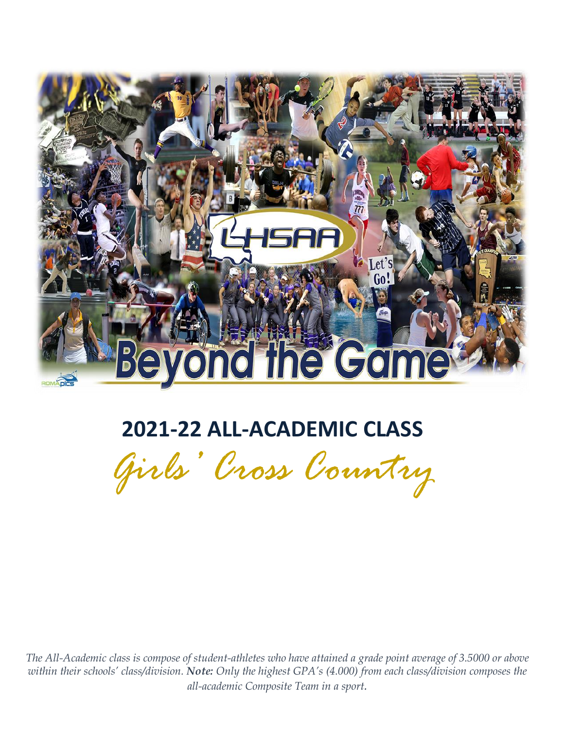## 2021-22 ALL-ACADEMIC CLASS

# *Girls' Cross Country*

*The All-Academic class is compose of student-athletes who have attained a grade point average of 3.5000 or above within their schools' class/division.* ***Note:*** *Only the highest GPA's (4.000) from each class/division composes the all-academic Composite Team in a sport.*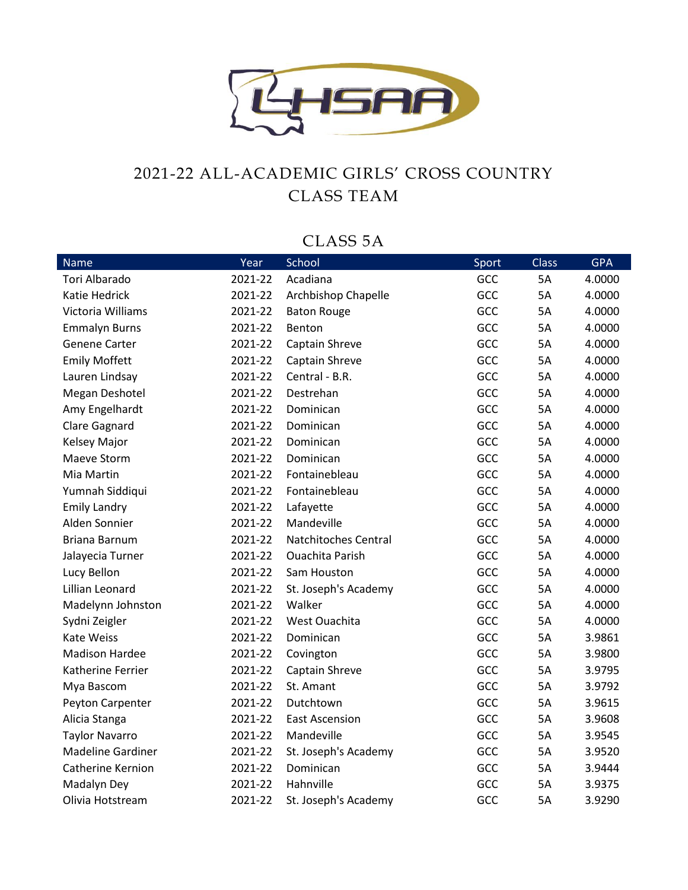# 2021-22 ALL-ACADEMIC GIRLS' CROSS COUNTRY CLASS TEAM

## CLASS 5A

| Name | Year | School | Sport | Class | GPA |
|---|---|---|---|---|---|
| Tori Albarado | 2021-22 | Acadiana | GCC | 5A | 4.0000 |
| Katie Hedrick | 2021-22 | Archbishop Chapelle | GCC | 5A | 4.0000 |
| Victoria Williams | 2021-22 | Baton Rouge | GCC | 5A | 4.0000 |
| Emmalyn Burns | 2021-22 | Benton | GCC | 5A | 4.0000 |
| Genene Carter | 2021-22 | Captain Shreve | GCC | 5A | 4.0000 |
| Emily Moffett | 2021-22 | Captain Shreve | GCC | 5A | 4.0000 |
| Lauren Lindsay | 2021-22 | Central - B.R. | GCC | 5A | 4.0000 |
| Megan Deshotel | 2021-22 | Destrehan | GCC | 5A | 4.0000 |
| Amy Engelhardt | 2021-22 | Dominican | GCC | 5A | 4.0000 |
| Clare Gagnard | 2021-22 | Dominican | GCC | 5A | 4.0000 |
| Kelsey Major | 2021-22 | Dominican | GCC | 5A | 4.0000 |
| Maeve Storm | 2021-22 | Dominican | GCC | 5A | 4.0000 |
| Mia Martin | 2021-22 | Fontainebleau | GCC | 5A | 4.0000 |
| Yumnah Siddiqui | 2021-22 | Fontainebleau | GCC | 5A | 4.0000 |
| Emily Landry | 2021-22 | Lafayette | GCC | 5A | 4.0000 |
| Alden Sonnier | 2021-22 | Mandeville | GCC | 5A | 4.0000 |
| Briana Barnum | 2021-22 | Natchitoches Central | GCC | 5A | 4.0000 |
| Jalayecia Turner | 2021-22 | Ouachita Parish | GCC | 5A | 4.0000 |
| Lucy Bellon | 2021-22 | Sam Houston | GCC | 5A | 4.0000 |
| Lillian Leonard | 2021-22 | St. Joseph's Academy | GCC | 5A | 4.0000 |
| Madelynn Johnston | 2021-22 | Walker | GCC | 5A | 4.0000 |
| Sydni Zeigler | 2021-22 | West Ouachita | GCC | 5A | 4.0000 |
| Kate Weiss | 2021-22 | Dominican | GCC | 5A | 3.9861 |
| Madison Hardee | 2021-22 | Covington | GCC | 5A | 3.9800 |
| Katherine Ferrier | 2021-22 | Captain Shreve | GCC | 5A | 3.9795 |
| Mya Bascom | 2021-22 | St. Amant | GCC | 5A | 3.9792 |
| Peyton Carpenter | 2021-22 | Dutchtown | GCC | 5A | 3.9615 |
| Alicia Stanga | 2021-22 | East Ascension | GCC | 5A | 3.9608 |
| Taylor Navarro | 2021-22 | Mandeville | GCC | 5A | 3.9545 |
| Madeline Gardiner | 2021-22 | St. Joseph's Academy | GCC | 5A | 3.9520 |
| Catherine Kernion | 2021-22 | Dominican | GCC | 5A | 3.9444 |
| Madalyn Dey | 2021-22 | Hahnville | GCC | 5A | 3.9375 |
| Olivia Hotstream | 2021-22 | St. Joseph's Academy | GCC | 5A | 3.9290 |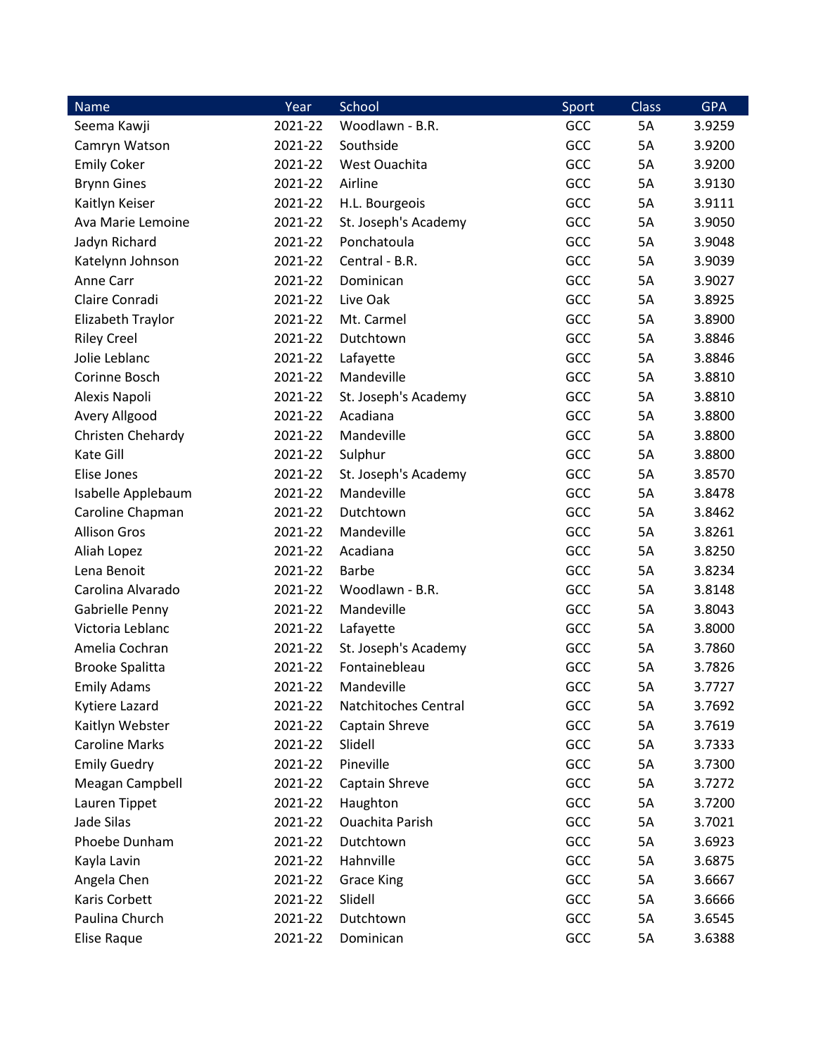| Name | Year | School | Sport | Class | GPA |
| --- | --- | --- | --- | --- | --- |
| Seema Kawji | 2021-22 | Woodlawn - B.R. | GCC | 5A | 3.9259 |
| Camryn Watson | 2021-22 | Southside | GCC | 5A | 3.9200 |
| Emily Coker | 2021-22 | West Ouachita | GCC | 5A | 3.9200 |
| Brynn Gines | 2021-22 | Airline | GCC | 5A | 3.9130 |
| Kaitlyn Keiser | 2021-22 | H.L. Bourgeois | GCC | 5A | 3.9111 |
| Ava Marie Lemoine | 2021-22 | St. Joseph's Academy | GCC | 5A | 3.9050 |
| Jadyn Richard | 2021-22 | Ponchatoula | GCC | 5A | 3.9048 |
| Katelynn Johnson | 2021-22 | Central - B.R. | GCC | 5A | 3.9039 |
| Anne Carr | 2021-22 | Dominican | GCC | 5A | 3.9027 |
| Claire Conradi | 2021-22 | Live Oak | GCC | 5A | 3.8925 |
| Elizabeth Traylor | 2021-22 | Mt. Carmel | GCC | 5A | 3.8900 |
| Riley Creel | 2021-22 | Dutchtown | GCC | 5A | 3.8846 |
| Jolie Leblanc | 2021-22 | Lafayette | GCC | 5A | 3.8846 |
| Corinne Bosch | 2021-22 | Mandeville | GCC | 5A | 3.8810 |
| Alexis Napoli | 2021-22 | St. Joseph's Academy | GCC | 5A | 3.8810 |
| Avery Allgood | 2021-22 | Acadiana | GCC | 5A | 3.8800 |
| Christen Chehardy | 2021-22 | Mandeville | GCC | 5A | 3.8800 |
| Kate Gill | 2021-22 | Sulphur | GCC | 5A | 3.8800 |
| Elise Jones | 2021-22 | St. Joseph's Academy | GCC | 5A | 3.8570 |
| Isabelle Applebaum | 2021-22 | Mandeville | GCC | 5A | 3.8478 |
| Caroline Chapman | 2021-22 | Dutchtown | GCC | 5A | 3.8462 |
| Allison Gros | 2021-22 | Mandeville | GCC | 5A | 3.8261 |
| Aliah Lopez | 2021-22 | Acadiana | GCC | 5A | 3.8250 |
| Lena Benoit | 2021-22 | Barbe | GCC | 5A | 3.8234 |
| Carolina Alvarado | 2021-22 | Woodlawn - B.R. | GCC | 5A | 3.8148 |
| Gabrielle Penny | 2021-22 | Mandeville | GCC | 5A | 3.8043 |
| Victoria Leblanc | 2021-22 | Lafayette | GCC | 5A | 3.8000 |
| Amelia Cochran | 2021-22 | St. Joseph's Academy | GCC | 5A | 3.7860 |
| Brooke Spalitta | 2021-22 | Fontainebleau | GCC | 5A | 3.7826 |
| Emily Adams | 2021-22 | Mandeville | GCC | 5A | 3.7727 |
| Kytiere Lazard | 2021-22 | Natchitoches Central | GCC | 5A | 3.7692 |
| Kaitlyn Webster | 2021-22 | Captain Shreve | GCC | 5A | 3.7619 |
| Caroline Marks | 2021-22 | Slidell | GCC | 5A | 3.7333 |
| Emily Guedry | 2021-22 | Pineville | GCC | 5A | 3.7300 |
| Meagan Campbell | 2021-22 | Captain Shreve | GCC | 5A | 3.7272 |
| Lauren Tippet | 2021-22 | Haughton | GCC | 5A | 3.7200 |
| Jade Silas | 2021-22 | Ouachita Parish | GCC | 5A | 3.7021 |
| Phoebe Dunham | 2021-22 | Dutchtown | GCC | 5A | 3.6923 |
| Kayla Lavin | 2021-22 | Hahnville | GCC | 5A | 3.6875 |
| Angela Chen | 2021-22 | Grace King | GCC | 5A | 3.6667 |
| Karis Corbett | 2021-22 | Slidell | GCC | 5A | 3.6666 |
| Paulina Church | 2021-22 | Dutchtown | GCC | 5A | 3.6545 |
| Elise Raque | 2021-22 | Dominican | GCC | 5A | 3.6388 |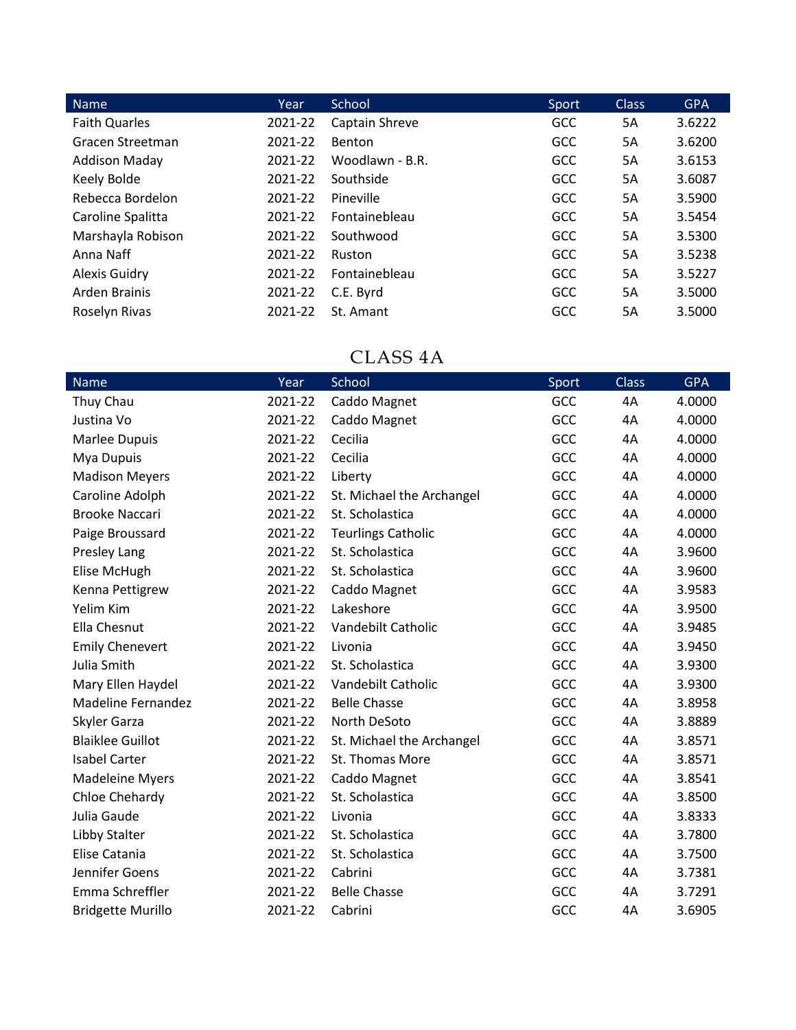| Name | Year | School | Sport | Class | GPA |
|---|---|---|---|---|---|
| Faith Quarles | 2021-22 | Captain Shreve | GCC | 5A | 3.6222 |
| Gracen Streetman | 2021-22 | Benton | GCC | 5A | 3.6200 |
| Addison Maday | 2021-22 | Woodlawn - B.R. | GCC | 5A | 3.6153 |
| Keely Bolde | 2021-22 | Southside | GCC | 5A | 3.6087 |
| Rebecca Bordelon | 2021-22 | Pineville | GCC | 5A | 3.5900 |
| Caroline Spalitta | 2021-22 | Fontainebleau | GCC | 5A | 3.5454 |
| Marshayla Robison | 2021-22 | Southwood | GCC | 5A | 3.5300 |
| Anna Naff | 2021-22 | Ruston | GCC | 5A | 3.5238 |
| Alexis Guidry | 2021-22 | Fontainebleau | GCC | 5A | 3.5227 |
| Arden Brainis | 2021-22 | C.E. Byrd | GCC | 5A | 3.5000 |
| Roselyn Rivas | 2021-22 | St. Amant | GCC | 5A | 3.5000 |

## CLASS 4A

| Name | Year | School | Sport | Class | GPA |
|---|---|---|---|---|---|
| Thuy Chau | 2021-22 | Caddo Magnet | GCC | 4A | 4.0000 |
| Justina Vo | 2021-22 | Caddo Magnet | GCC | 4A | 4.0000 |
| Marlee Dupuis | 2021-22 | Cecilia | GCC | 4A | 4.0000 |
| Mya Dupuis | 2021-22 | Cecilia | GCC | 4A | 4.0000 |
| Madison Meyers | 2021-22 | Liberty | GCC | 4A | 4.0000 |
| Caroline Adolph | 2021-22 | St. Michael the Archangel | GCC | 4A | 4.0000 |
| Brooke Naccari | 2021-22 | St. Scholastica | GCC | 4A | 4.0000 |
| Paige Broussard | 2021-22 | Teurlings Catholic | GCC | 4A | 4.0000 |
| Presley Lang | 2021-22 | St. Scholastica | GCC | 4A | 3.9600 |
| Elise McHugh | 2021-22 | St. Scholastica | GCC | 4A | 3.9600 |
| Kenna Pettigrew | 2021-22 | Caddo Magnet | GCC | 4A | 3.9583 |
| Yelim Kim | 2021-22 | Lakeshore | GCC | 4A | 3.9500 |
| Ella Chesnut | 2021-22 | Vandebilt Catholic | GCC | 4A | 3.9485 |
| Emily Chenevert | 2021-22 | Livonia | GCC | 4A | 3.9450 |
| Julia Smith | 2021-22 | St. Scholastica | GCC | 4A | 3.9300 |
| Mary Ellen Haydel | 2021-22 | Vandebilt Catholic | GCC | 4A | 3.9300 |
| Madeline Fernandez | 2021-22 | Belle Chasse | GCC | 4A | 3.8958 |
| Skyler Garza | 2021-22 | North DeSoto | GCC | 4A | 3.8889 |
| Blaiklee Guillot | 2021-22 | St. Michael the Archangel | GCC | 4A | 3.8571 |
| Isabel Carter | 2021-22 | St. Thomas More | GCC | 4A | 3.8571 |
| Madeleine Myers | 2021-22 | Caddo Magnet | GCC | 4A | 3.8541 |
| Chloe Chehardy | 2021-22 | St. Scholastica | GCC | 4A | 3.8500 |
| Julia Gaude | 2021-22 | Livonia | GCC | 4A | 3.8333 |
| Libby Stalter | 2021-22 | St. Scholastica | GCC | 4A | 3.7800 |
| Elise Catania | 2021-22 | St. Scholastica | GCC | 4A | 3.7500 |
| Jennifer Goens | 2021-22 | Cabrini | GCC | 4A | 3.7381 |
| Emma Schreffler | 2021-22 | Belle Chasse | GCC | 4A | 3.7291 |
| Bridgette Murillo | 2021-22 | Cabrini | GCC | 4A | 3.6905 |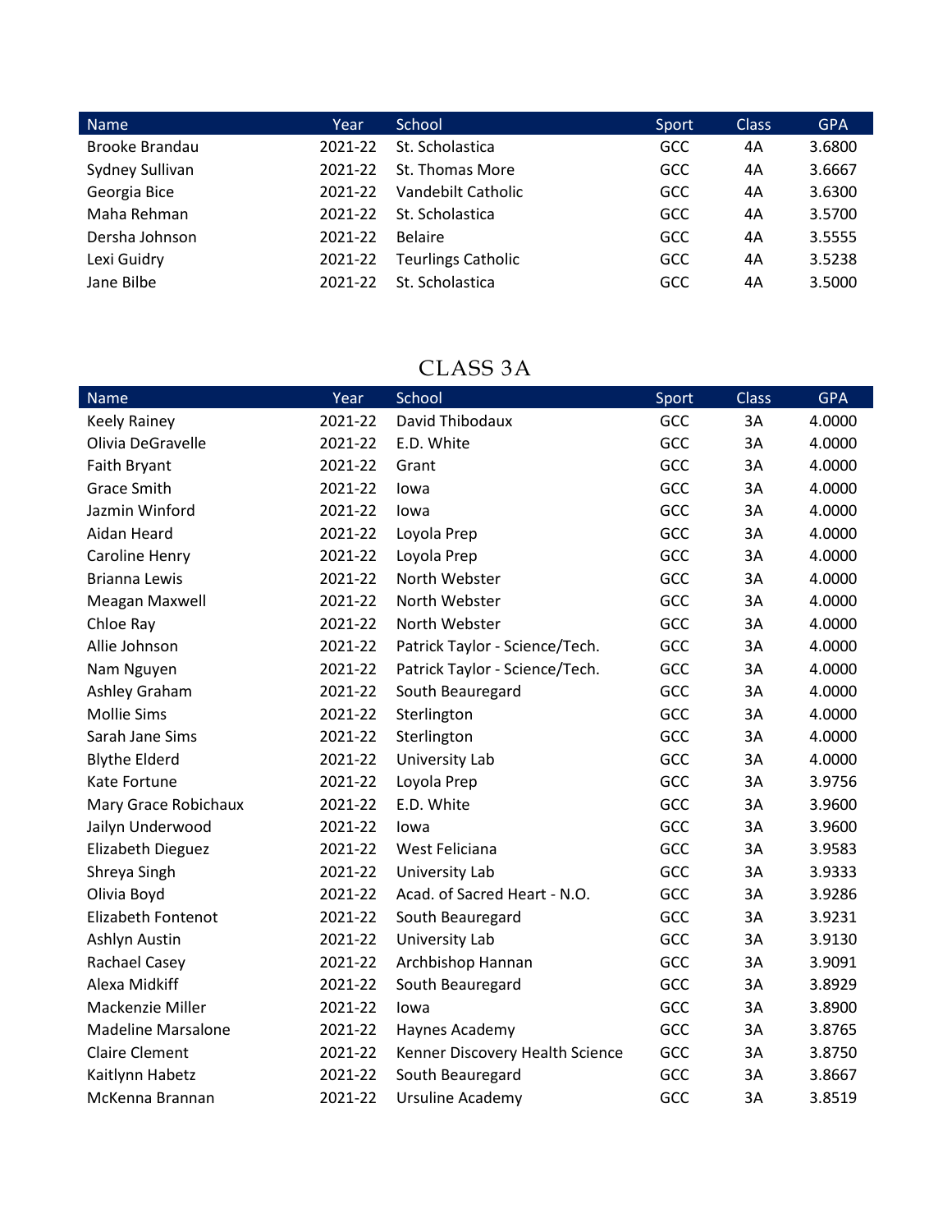| Name | Year | School | Sport | Class | GPA |
|---|---|---|---|---|---|
| Brooke Brandau | 2021-22 | St. Scholastica | GCC | 4A | 3.6800 |
| Sydney Sullivan | 2021-22 | St. Thomas More | GCC | 4A | 3.6667 |
| Georgia Bice | 2021-22 | Vandebilt Catholic | GCC | 4A | 3.6300 |
| Maha Rehman | 2021-22 | St. Scholastica | GCC | 4A | 3.5700 |
| Dersha Johnson | 2021-22 | Belaire | GCC | 4A | 3.5555 |
| Lexi Guidry | 2021-22 | Teurlings Catholic | GCC | 4A | 3.5238 |
| Jane Bilbe | 2021-22 | St. Scholastica | GCC | 4A | 3.5000 |

## CLASS 3A

| Name | Year | School | Sport | Class | GPA |
|---|---|---|---|---|---|
| Keely Rainey | 2021-22 | David Thibodaux | GCC | 3A | 4.0000 |
| Olivia DeGravelle | 2021-22 | E.D. White | GCC | 3A | 4.0000 |
| Faith Bryant | 2021-22 | Grant | GCC | 3A | 4.0000 |
| Grace Smith | 2021-22 | Iowa | GCC | 3A | 4.0000 |
| Jazmin Winford | 2021-22 | Iowa | GCC | 3A | 4.0000 |
| Aidan Heard | 2021-22 | Loyola Prep | GCC | 3A | 4.0000 |
| Caroline Henry | 2021-22 | Loyola Prep | GCC | 3A | 4.0000 |
| Brianna Lewis | 2021-22 | North Webster | GCC | 3A | 4.0000 |
| Meagan Maxwell | 2021-22 | North Webster | GCC | 3A | 4.0000 |
| Chloe Ray | 2021-22 | North Webster | GCC | 3A | 4.0000 |
| Allie Johnson | 2021-22 | Patrick Taylor - Science/Tech. | GCC | 3A | 4.0000 |
| Nam Nguyen | 2021-22 | Patrick Taylor - Science/Tech. | GCC | 3A | 4.0000 |
| Ashley Graham | 2021-22 | South Beauregard | GCC | 3A | 4.0000 |
| Mollie Sims | 2021-22 | Sterlington | GCC | 3A | 4.0000 |
| Sarah Jane Sims | 2021-22 | Sterlington | GCC | 3A | 4.0000 |
| Blythe Elderd | 2021-22 | University Lab | GCC | 3A | 4.0000 |
| Kate Fortune | 2021-22 | Loyola Prep | GCC | 3A | 3.9756 |
| Mary Grace Robichaux | 2021-22 | E.D. White | GCC | 3A | 3.9600 |
| Jailyn Underwood | 2021-22 | Iowa | GCC | 3A | 3.9600 |
| Elizabeth Dieguez | 2021-22 | West Feliciana | GCC | 3A | 3.9583 |
| Shreya Singh | 2021-22 | University Lab | GCC | 3A | 3.9333 |
| Olivia Boyd | 2021-22 | Acad. of Sacred Heart - N.O. | GCC | 3A | 3.9286 |
| Elizabeth Fontenot | 2021-22 | South Beauregard | GCC | 3A | 3.9231 |
| Ashlyn Austin | 2021-22 | University Lab | GCC | 3A | 3.9130 |
| Rachael Casey | 2021-22 | Archbishop Hannan | GCC | 3A | 3.9091 |
| Alexa Midkiff | 2021-22 | South Beauregard | GCC | 3A | 3.8929 |
| Mackenzie Miller | 2021-22 | Iowa | GCC | 3A | 3.8900 |
| Madeline Marsalone | 2021-22 | Haynes Academy | GCC | 3A | 3.8765 |
| Claire Clement | 2021-22 | Kenner Discovery Health Science | GCC | 3A | 3.8750 |
| Kaitlynn Habetz | 2021-22 | South Beauregard | GCC | 3A | 3.8667 |
| McKenna Brannan | 2021-22 | Ursuline Academy | GCC | 3A | 3.8519 |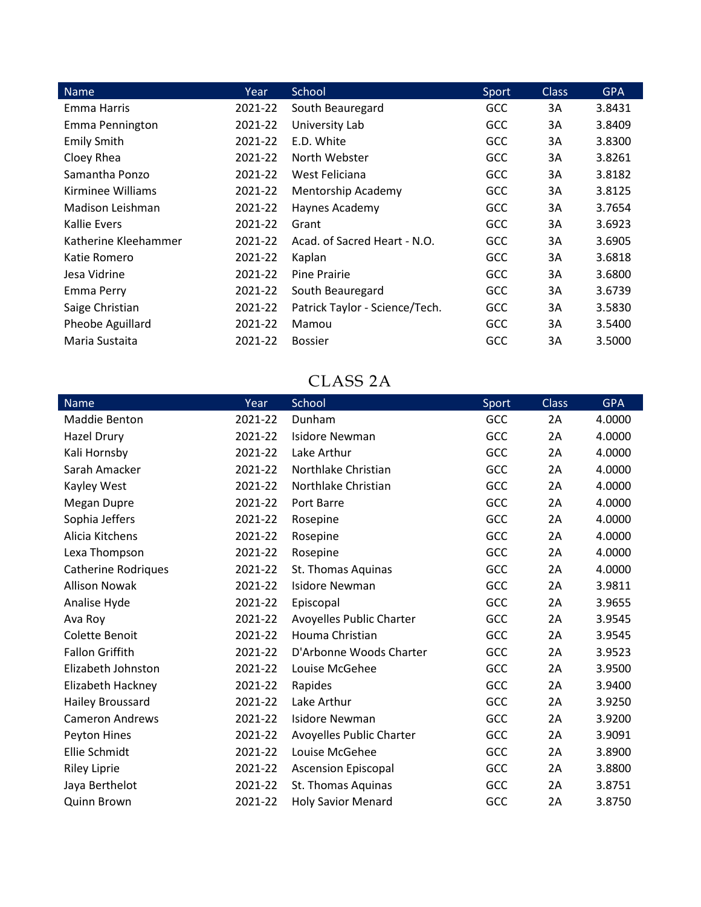| Name | Year | School | Sport | Class | GPA |
| --- | --- | --- | --- | --- | --- |
| Emma Harris | 2021-22 | South Beauregard | GCC | 3A | 3.8431 |
| Emma Pennington | 2021-22 | University Lab | GCC | 3A | 3.8409 |
| Emily Smith | 2021-22 | E.D. White | GCC | 3A | 3.8300 |
| Cloey Rhea | 2021-22 | North Webster | GCC | 3A | 3.8261 |
| Samantha Ponzo | 2021-22 | West Feliciana | GCC | 3A | 3.8182 |
| Kirminee Williams | 2021-22 | Mentorship Academy | GCC | 3A | 3.8125 |
| Madison Leishman | 2021-22 | Haynes Academy | GCC | 3A | 3.7654 |
| Kallie Evers | 2021-22 | Grant | GCC | 3A | 3.6923 |
| Katherine Kleehammer | 2021-22 | Acad. of Sacred Heart - N.O. | GCC | 3A | 3.6905 |
| Katie Romero | 2021-22 | Kaplan | GCC | 3A | 3.6818 |
| Jesa Vidrine | 2021-22 | Pine Prairie | GCC | 3A | 3.6800 |
| Emma Perry | 2021-22 | South Beauregard | GCC | 3A | 3.6739 |
| Saige Christian | 2021-22 | Patrick Taylor - Science/Tech. | GCC | 3A | 3.5830 |
| Pheobe Aguillard | 2021-22 | Mamou | GCC | 3A | 3.5400 |
| Maria Sustaita | 2021-22 | Bossier | GCC | 3A | 3.5000 |

## CLASS 2A

| Name | Year | School | Sport | Class | GPA |
| --- | --- | --- | --- | --- | --- |
| Maddie Benton | 2021-22 | Dunham | GCC | 2A | 4.0000 |
| Hazel Drury | 2021-22 | Isidore Newman | GCC | 2A | 4.0000 |
| Kali Hornsby | 2021-22 | Lake Arthur | GCC | 2A | 4.0000 |
| Sarah Amacker | 2021-22 | Northlake Christian | GCC | 2A | 4.0000 |
| Kayley West | 2021-22 | Northlake Christian | GCC | 2A | 4.0000 |
| Megan Dupre | 2021-22 | Port Barre | GCC | 2A | 4.0000 |
| Sophia Jeffers | 2021-22 | Rosepine | GCC | 2A | 4.0000 |
| Alicia Kitchens | 2021-22 | Rosepine | GCC | 2A | 4.0000 |
| Lexa Thompson | 2021-22 | Rosepine | GCC | 2A | 4.0000 |
| Catherine Rodriques | 2021-22 | St. Thomas Aquinas | GCC | 2A | 4.0000 |
| Allison Nowak | 2021-22 | Isidore Newman | GCC | 2A | 3.9811 |
| Analise Hyde | 2021-22 | Episcopal | GCC | 2A | 3.9655 |
| Ava Roy | 2021-22 | Avoyelles Public Charter | GCC | 2A | 3.9545 |
| Colette Benoit | 2021-22 | Houma Christian | GCC | 2A | 3.9545 |
| Fallon Griffith | 2021-22 | D'Arbonne Woods Charter | GCC | 2A | 3.9523 |
| Elizabeth Johnston | 2021-22 | Louise McGehee | GCC | 2A | 3.9500 |
| Elizabeth Hackney | 2021-22 | Rapides | GCC | 2A | 3.9400 |
| Hailey Broussard | 2021-22 | Lake Arthur | GCC | 2A | 3.9250 |
| Cameron Andrews | 2021-22 | Isidore Newman | GCC | 2A | 3.9200 |
| Peyton Hines | 2021-22 | Avoyelles Public Charter | GCC | 2A | 3.9091 |
| Ellie Schmidt | 2021-22 | Louise McGehee | GCC | 2A | 3.8900 |
| Riley Liprie | 2021-22 | Ascension Episcopal | GCC | 2A | 3.8800 |
| Jaya Berthelot | 2021-22 | St. Thomas Aquinas | GCC | 2A | 3.8751 |
| Quinn Brown | 2021-22 | Holy Savior Menard | GCC | 2A | 3.8750 |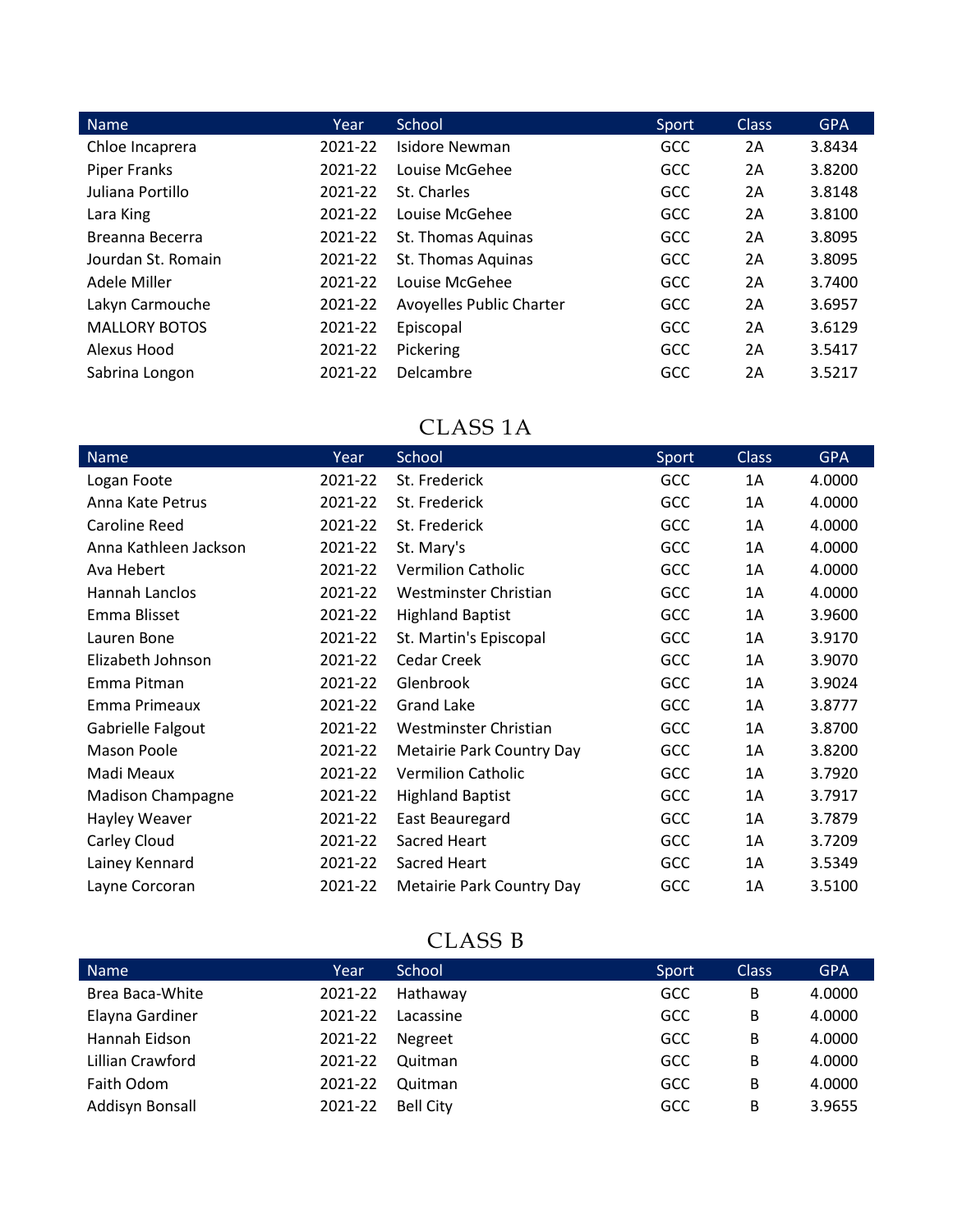| Name | Year | School | Sport | Class | GPA |
|---|---|---|---|---|---|
| Chloe Incaprera | 2021-22 | Isidore Newman | GCC | 2A | 3.8434 |
| Piper Franks | 2021-22 | Louise McGehee | GCC | 2A | 3.8200 |
| Juliana Portillo | 2021-22 | St. Charles | GCC | 2A | 3.8148 |
| Lara King | 2021-22 | Louise McGehee | GCC | 2A | 3.8100 |
| Breanna Becerra | 2021-22 | St. Thomas Aquinas | GCC | 2A | 3.8095 |
| Jourdan St. Romain | 2021-22 | St. Thomas Aquinas | GCC | 2A | 3.8095 |
| Adele Miller | 2021-22 | Louise McGehee | GCC | 2A | 3.7400 |
| Lakyn Carmouche | 2021-22 | Avoyelles Public Charter | GCC | 2A | 3.6957 |
| MALLORY BOTOS | 2021-22 | Episcopal | GCC | 2A | 3.6129 |
| Alexus Hood | 2021-22 | Pickering | GCC | 2A | 3.5417 |
| Sabrina Longon | 2021-22 | Delcambre | GCC | 2A | 3.5217 |

## CLASS 1A

| Name | Year | School | Sport | Class | GPA |
|---|---|---|---|---|---|
| Logan Foote | 2021-22 | St. Frederick | GCC | 1A | 4.0000 |
| Anna Kate Petrus | 2021-22 | St. Frederick | GCC | 1A | 4.0000 |
| Caroline Reed | 2021-22 | St. Frederick | GCC | 1A | 4.0000 |
| Anna Kathleen Jackson | 2021-22 | St. Mary's | GCC | 1A | 4.0000 |
| Ava Hebert | 2021-22 | Vermilion Catholic | GCC | 1A | 4.0000 |
| Hannah Lanclos | 2021-22 | Westminster Christian | GCC | 1A | 4.0000 |
| Emma Blisset | 2021-22 | Highland Baptist | GCC | 1A | 3.9600 |
| Lauren Bone | 2021-22 | St. Martin's Episcopal | GCC | 1A | 3.9170 |
| Elizabeth Johnson | 2021-22 | Cedar Creek | GCC | 1A | 3.9070 |
| Emma Pitman | 2021-22 | Glenbrook | GCC | 1A | 3.9024 |
| Emma Primeaux | 2021-22 | Grand Lake | GCC | 1A | 3.8777 |
| Gabrielle Falgout | 2021-22 | Westminster Christian | GCC | 1A | 3.8700 |
| Mason Poole | 2021-22 | Metairie Park Country Day | GCC | 1A | 3.8200 |
| Madi Meaux | 2021-22 | Vermilion Catholic | GCC | 1A | 3.7920 |
| Madison Champagne | 2021-22 | Highland Baptist | GCC | 1A | 3.7917 |
| Hayley Weaver | 2021-22 | East Beauregard | GCC | 1A | 3.7879 |
| Carley Cloud | 2021-22 | Sacred Heart | GCC | 1A | 3.7209 |
| Lainey Kennard | 2021-22 | Sacred Heart | GCC | 1A | 3.5349 |
| Layne Corcoran | 2021-22 | Metairie Park Country Day | GCC | 1A | 3.5100 |

## CLASS B

| Name | Year | School | Sport | Class | GPA |
|---|---|---|---|---|---|
| Brea Baca-White | 2021-22 | Hathaway | GCC | B | 4.0000 |
| Elayna Gardiner | 2021-22 | Lacassine | GCC | B | 4.0000 |
| Hannah Eidson | 2021-22 | Negreet | GCC | B | 4.0000 |
| Lillian Crawford | 2021-22 | Quitman | GCC | B | 4.0000 |
| Faith Odom | 2021-22 | Quitman | GCC | B | 4.0000 |
| Addisyn Bonsall | 2021-22 | Bell City | GCC | B | 3.9655 |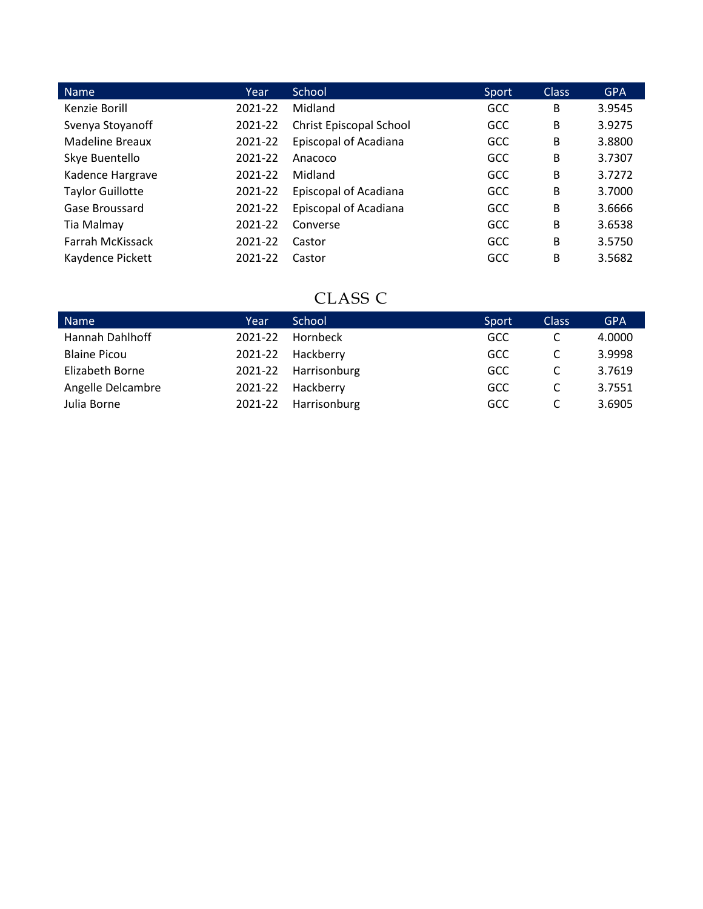| Name | Year | School | Sport | Class | GPA |
|---|---|---|---|---|---|
| Kenzie Borill | 2021-22 | Midland | GCC | B | 3.9545 |
| Svenya Stoyanoff | 2021-22 | Christ Episcopal School | GCC | B | 3.9275 |
| Madeline Breaux | 2021-22 | Episcopal of Acadiana | GCC | B | 3.8800 |
| Skye Buentello | 2021-22 | Anacoco | GCC | B | 3.7307 |
| Kadence Hargrave | 2021-22 | Midland | GCC | B | 3.7272 |
| Taylor Guillotte | 2021-22 | Episcopal of Acadiana | GCC | B | 3.7000 |
| Gase Broussard | 2021-22 | Episcopal of Acadiana | GCC | B | 3.6666 |
| Tia Malmay | 2021-22 | Converse | GCC | B | 3.6538 |
| Farrah McKissack | 2021-22 | Castor | GCC | B | 3.5750 |
| Kaydence Pickett | 2021-22 | Castor | GCC | B | 3.5682 |

## CLASS C

| Name | Year | School | Sport | Class | GPA |
|---|---|---|---|---|---|
| Hannah Dahlhoff | 2021-22 | Hornbeck | GCC | C | 4.0000 |
| Blaine Picou | 2021-22 | Hackberry | GCC | C | 3.9998 |
| Elizabeth Borne | 2021-22 | Harrisonburg | GCC | C | 3.7619 |
| Angelle Delcambre | 2021-22 | Hackberry | GCC | C | 3.7551 |
| Julia Borne | 2021-22 | Harrisonburg | GCC | C | 3.6905 |